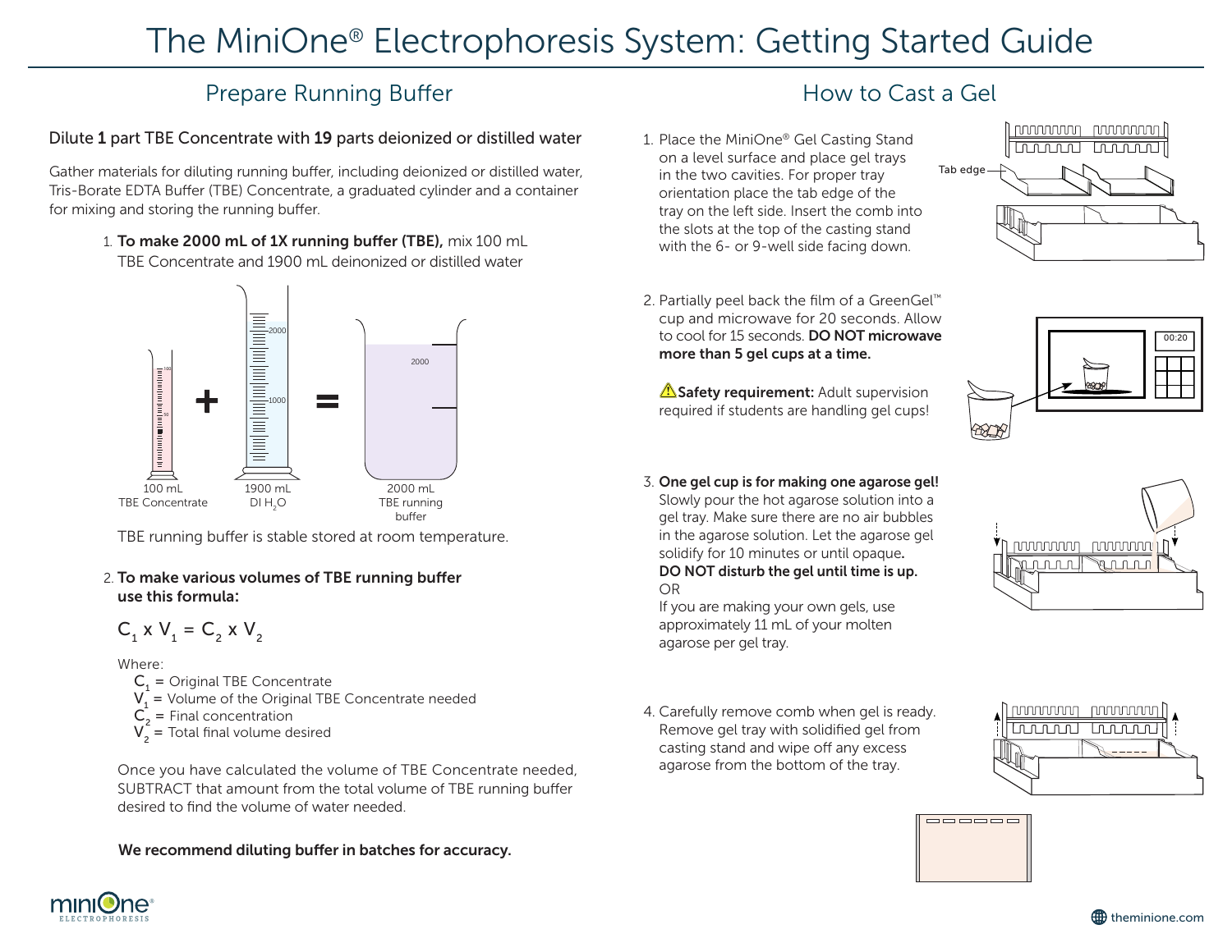# The MiniOne® Electrophoresis System: Getting Started Guide

## Prepare Running Buffer

Dilute **1** part TBE Concentrate with **19** parts deionized or distilled water

Gather materials for diluting running buffer, including deionized or distilled water, Tris-Borate EDTA Buffer (TBE) Concentrate, a graduated cylinder and a container for mixing and storing the running buffer.

1. **To make 2000 mL of 1X running buffer (TBE),** mix 100 mL TBE Concentrate and 1900 mL deinonized or distilled water

100 mL TBE Concentrate + 1900 mL DI $H_2O$ = 2000 mL TBE running buffer

TBE running buffer is stable stored at room temperature.

2. **To make various volumes of TBE running buffer use this formula:**

$$C_1 \times V_1 = C_2 \times V_2$$

Where:
- $C_1$ = Original TBE Concentrate
- $V_1$ = Volume of the Original TBE Concentrate needed
- $C_2$ = Final concentration
- $V_2$ = Total final volume desired

Once you have calculated the volume of TBE Concentrate needed, SUBTRACT that amount from the total volume of TBE running buffer desired to find the volume of water needed.

**We recommend diluting buffer in batches for accuracy.**

## How to Cast a Gel

1. Place the MiniOne® Gel Casting Stand on a level surface and place gel trays in the two cavities. For proper tray orientation place the tab edge of the tray on the left side. Insert the comb into the slots at the top of the casting stand with the 6- or 9-well side facing down.

2. Partially peel back the film of a GreenGel™ cup and microwave for 20 seconds. Allow to cool for 15 seconds. **DO NOT microwave more than 5 gel cups at a time.**

   ⚠ **Safety requirement:** Adult supervision required if students are handling gel cups!

3. **One gel cup is for making one agarose gel!** Slowly pour the hot agarose solution into a gel tray. Make sure there are no air bubbles in the agarose solution. Let the agarose gel solidify for 10 minutes or until opaque. **DO NOT disturb the gel until time is up.**
   OR
   If you are making your own gels, use approximately 11 mL of your molten agarose per gel tray.

4. Carefully remove comb when gel is ready. Remove gel tray with solidified gel from casting stand and wipe off any excess agarose from the bottom of the tray.

theminione.com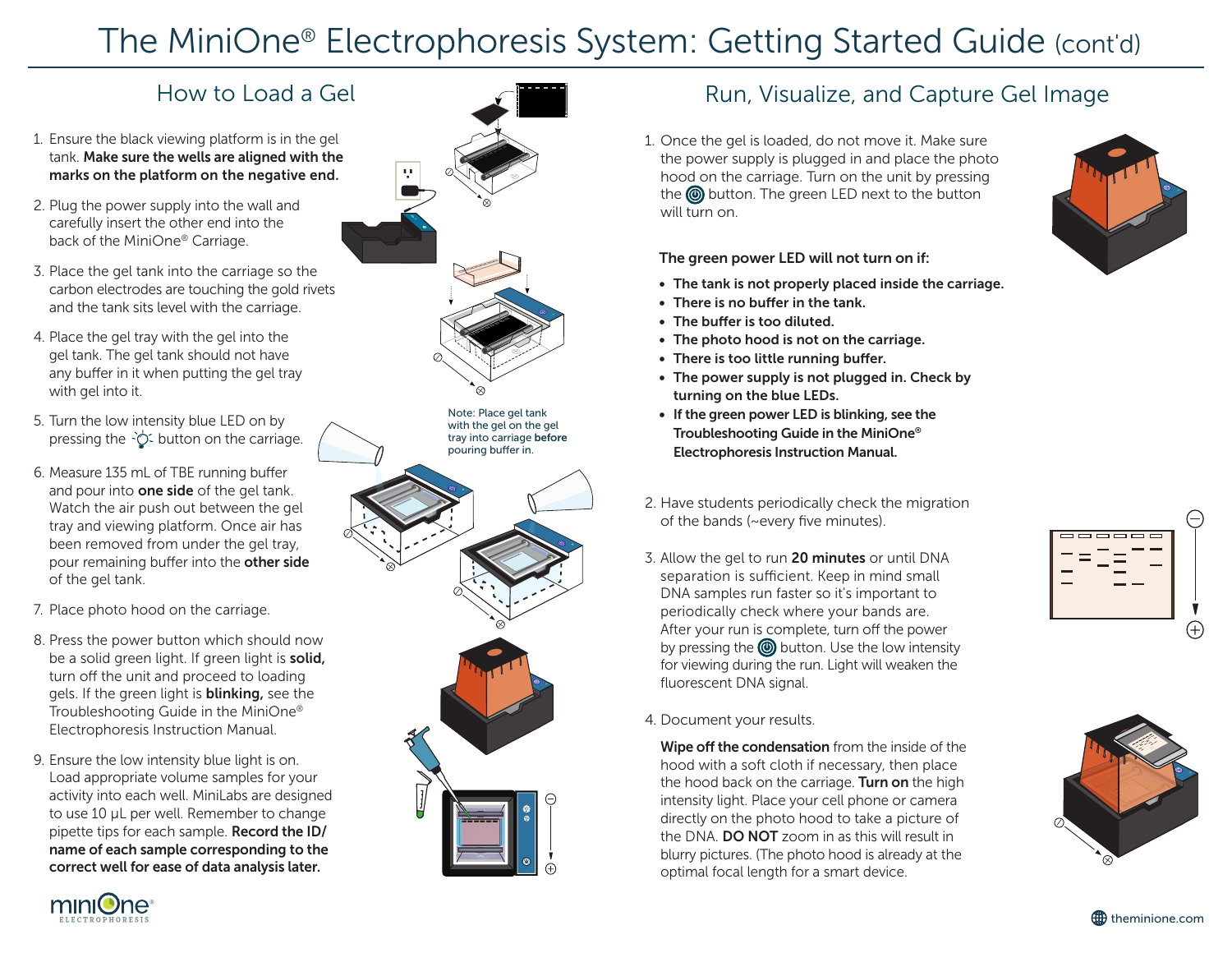# The MiniOne® Electrophoresis System: Getting Started Guide (cont'd)

## How to Load a Gel

1. Ensure the black viewing platform is in the gel tank. **Make sure the wells are aligned with the marks on the platform on the negative end.**
2. Plug the power supply into the wall and carefully insert the other end into the back of the MiniOne® Carriage.
3. Place the gel tank into the carriage so the carbon electrodes are touching the gold rivets and the tank sits level with the carriage.
4. Place the gel tray with the gel into the gel tank. The gel tank should not have any buffer in it when putting the gel tray with gel into it.
5. Turn the low intensity blue LED on by pressing the button on the carriage.
6. Measure 135 mL of TBE running buffer and pour into **one side** of the gel tank. Watch the air push out between the gel tray and viewing platform. Once air has been removed from under the gel tray, pour remaining buffer into the **other side** of the gel tank.
7. Place photo hood on the carriage.
8. Press the power button which should now be a solid green light. If green light is **solid,** turn off the unit and proceed to loading gels. If the green light is **blinking,** see the Troubleshooting Guide in the MiniOne® Electrophoresis Instruction Manual.
9. Ensure the low intensity blue light is on. Load appropriate volume samples for your activity into each well. MiniLabs are designed to use 10 µL per well. Remember to change pipette tips for each sample. **Record the ID/ name of each sample corresponding to the correct well for ease of data analysis later.**

Note: Place gel tank with the gel on the gel tray into carriage **before** pouring buffer in.

## Run, Visualize, and Capture Gel Image

1. Once the gel is loaded, do not move it. Make sure the power supply is plugged in and place the photo hood on the carriage. Turn on the unit by pressing the button. The green LED next to the button will turn on.

   **The green power LED will not turn on if:**

   - **The tank is not properly placed inside the carriage.**
   - **There is no buffer in the tank.**
   - **The buffer is too diluted.**
   - **The photo hood is not on the carriage.**
   - **There is too little running buffer.**
   - **The power supply is not plugged in. Check by turning on the blue LEDs.**
   - **If the green power LED is blinking, see the Troubleshooting Guide in the MiniOne® Electrophoresis Instruction Manual.**

2. Have students periodically check the migration of the bands (~every five minutes).
3. Allow the gel to run **20 minutes** or until DNA separation is sufficient. Keep in mind small DNA samples run faster so it's important to periodically check where your bands are. After your run is complete, turn off the power by pressing the button. Use the low intensity for viewing during the run. Light will weaken the fluorescent DNA signal.
4. Document your results.

   **Wipe off the condensation** from the inside of the hood with a soft cloth if necessary, then place the hood back on the carriage. **Turn on** the high intensity light. Place your cell phone or camera directly on the photo hood to take a picture of the DNA. **DO NOT** zoom in as this will result in blurry pictures. (The photo hood is already at the optimal focal length for a smart device.

theminione.com